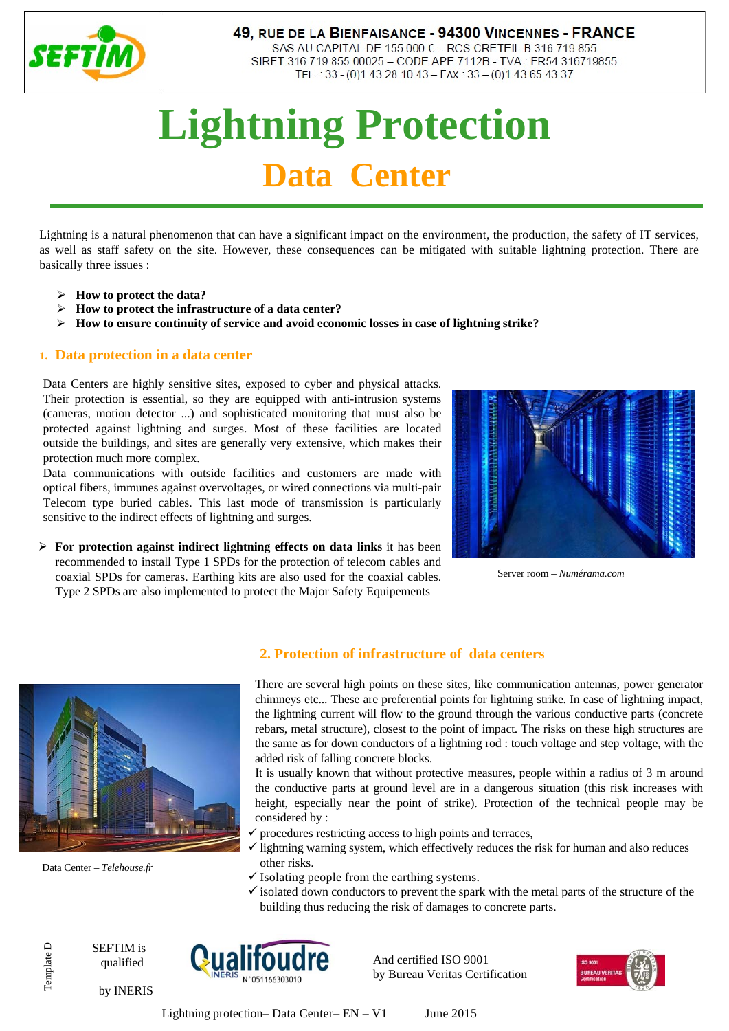49, RUE DE LA BIENFAISANCE - 94300 VINCENNES - FRANCE
SAS AU CAPITAL DE 155 000 € – RCS CRETEIL B 316 719 855
SIRET 316 719 855 00025 – CODE APE 7112B - TVA : FR54 316719855
TEL. : 33 - (0)1.43.28.10.43 – FAX : 33 – (0)1.43.65.43.37

# Lightning Protection

## Data Center

Lightning is a natural phenomenon that can have a significant impact on the environment, the production, the safety of IT services, as well as staff safety on the site. However, these consequences can be mitigated with suitable lightning protection. There are basically three issues :

- **How to protect the data?**
- **How to protect the infrastructure of a data center?**
- **How to ensure continuity of service and avoid economic losses in case of lightning strike?**

### 1. Data protection in a data center

Data Centers are highly sensitive sites, exposed to cyber and physical attacks. Their protection is essential, so they are equipped with anti-intrusion systems (cameras, motion detector ...) and sophisticated monitoring that must also be protected against lightning and surges. Most of these facilities are located outside the buildings, and sites are generally very extensive, which makes their protection much more complex.

Data communications with outside facilities and customers are made with optical fibers, immunes against overvoltages, or wired connections via multi-pair Telecom type buried cables. This last mode of transmission is particularly sensitive to the indirect effects of lightning and surges.

- **For protection against indirect lightning effects on data links** it has been recommended to install Type 1 SPDs for the protection of telecom cables and coaxial SPDs for cameras. Earthing kits are also used for the coaxial cables. Type 2 SPDs are also implemented to protect the Major Safety Equipements

Server room – *Numérama.com*

### 2. Protection of infrastructure of data centers

There are several high points on these sites, like communication antennas, power generator chimneys etc... These are preferential points for lightning strike. In case of lightning impact, the lightning current will flow to the ground through the various conductive parts (concrete rebars, metal structure), closest to the point of impact. The risks on these high structures are the same as for down conductors of a lightning rod : touch voltage and step voltage, with the added risk of falling concrete blocks.

It is usually known that without protective measures, people within a radius of 3 m around the conductive parts at ground level are in a dangerous situation (this risk increases with height, especially near the point of strike). Protection of the technical people may be considered by :

- ✓ procedures restricting access to high points and terraces,
- ✓ lightning warning system, which effectively reduces the risk for human and also reduces other risks.
- ✓ Isolating people from the earthing systems.
- ✓ isolated down conductors to prevent the spark with the metal parts of the structure of the building thus reducing the risk of damages to concrete parts.

Data Center – *Telehouse.fr*

SEFTIM is qualified by INERIS — Qualifoudre N°051166303010

And certified ISO 9001 by Bureau Veritas Certification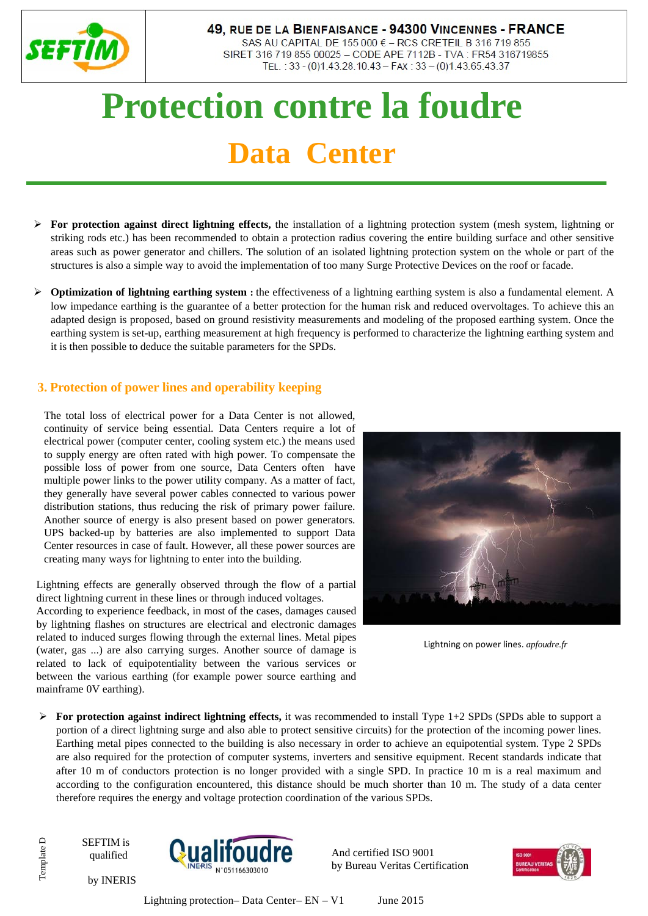# Protection contre la foudre

## Data Center

- **For protection against direct lightning effects,** the installation of a lightning protection system (mesh system, lightning or striking rods etc.) has been recommended to obtain a protection radius covering the entire building surface and other sensitive areas such as power generator and chillers. The solution of an isolated lightning protection system on the whole or part of the structures is also a simple way to avoid the implementation of too many Surge Protective Devices on the roof or facade.

- **Optimization of lightning earthing system :** the effectiveness of a lightning earthing system is also a fundamental element. A low impedance earthing is the guarantee of a better protection for the human risk and reduced overvoltages. To achieve this an adapted design is proposed, based on ground resistivity measurements and modeling of the proposed earthing system. Once the earthing system is set-up, earthing measurement at high frequency is performed to characterize the lightning earthing system and it is then possible to deduce the suitable parameters for the SPDs.

### 3. Protection of power lines and operability keeping

The total loss of electrical power for a Data Center is not allowed, continuity of service being essential. Data Centers require a lot of electrical power (computer center, cooling system etc.) the means used to supply energy are often rated with high power. To compensate the possible loss of power from one source, Data Centers often have multiple power links to the power utility company. As a matter of fact, they generally have several power cables connected to various power distribution stations, thus reducing the risk of primary power failure. Another source of energy is also present based on power generators. UPS backed-up by batteries are also implemented to support Data Center resources in case of fault. However, all these power sources are creating many ways for lightning to enter into the building.

Lightning effects are generally observed through the flow of a partial direct lightning current in these lines or through induced voltages.
According to experience feedback, in most of the cases, damages caused by lightning flashes on structures are electrical and electronic damages related to induced surges flowing through the external lines. Metal pipes (water, gas ...) are also carrying surges. Another source of damage is related to lack of equipotentiality between the various services or between the various earthing (for example power source earthing and mainframe 0V earthing).

Lightning on power lines. *apfoudre.fr*

- **For protection against indirect lightning effects,** it was recommended to install Type 1+2 SPDs (SPDs able to support a portion of a direct lightning surge and also able to protect sensitive circuits) for the protection of the incoming power lines. Earthing metal pipes connected to the building is also necessary in order to achieve an equipotential system. Type 2 SPDs are also required for the protection of computer systems, inverters and sensitive equipment. Recent standards indicate that after 10 m of conductors protection is no longer provided with a single SPD. In practice 10 m is a real maximum and according to the configuration encountered, this distance should be much shorter than 10 m. The study of a data center therefore requires the energy and voltage protection coordination of the various SPDs.

SEFTIM is qualified by INERIS — Qualifoudre INERIS N°051166303010

And certified ISO 9001 by Bureau Veritas Certification